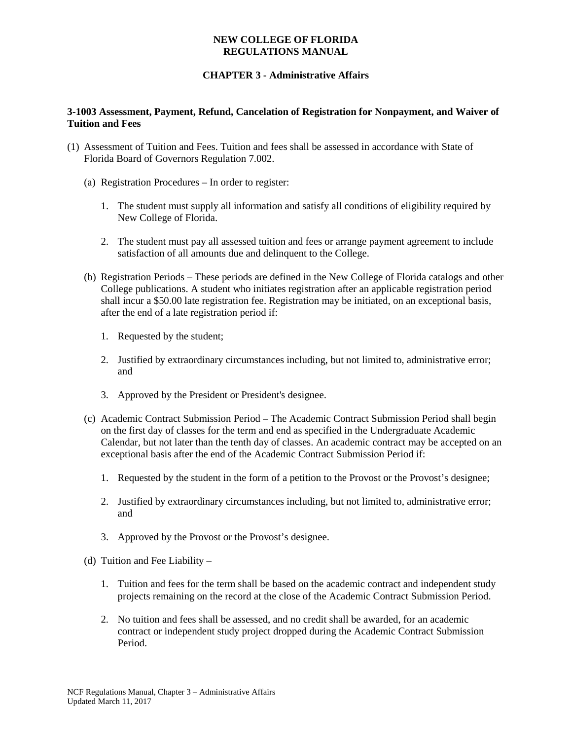# NEW COLLEGE OF FLORIDA
# REGULATIONS MANUAL

## CHAPTER 3 - Administrative Affairs

### 3-1003 Assessment, Payment, Refund, Cancelation of Registration for Nonpayment, and Waiver of Tuition and Fees

(1) Assessment of Tuition and Fees. Tuition and fees shall be assessed in accordance with State of Florida Board of Governors Regulation 7.002.

   (a) Registration Procedures – In order to register:

      1. The student must supply all information and satisfy all conditions of eligibility required by New College of Florida.

      2. The student must pay all assessed tuition and fees or arrange payment agreement to include satisfaction of all amounts due and delinquent to the College.

   (b) Registration Periods – These periods are defined in the New College of Florida catalogs and other College publications. A student who initiates registration after an applicable registration period shall incur a $50.00 late registration fee. Registration may be initiated, on an exceptional basis, after the end of a late registration period if:

      1. Requested by the student;

      2. Justified by extraordinary circumstances including, but not limited to, administrative error; and

      3. Approved by the President or President's designee.

   (c) Academic Contract Submission Period – The Academic Contract Submission Period shall begin on the first day of classes for the term and end as specified in the Undergraduate Academic Calendar, but not later than the tenth day of classes. An academic contract may be accepted on an exceptional basis after the end of the Academic Contract Submission Period if:

      1. Requested by the student in the form of a petition to the Provost or the Provost's designee;

      2. Justified by extraordinary circumstances including, but not limited to, administrative error; and

      3. Approved by the Provost or the Provost's designee.

   (d) Tuition and Fee Liability –

      1. Tuition and fees for the term shall be based on the academic contract and independent study projects remaining on the record at the close of the Academic Contract Submission Period.

      2. No tuition and fees shall be assessed, and no credit shall be awarded, for an academic contract or independent study project dropped during the Academic Contract Submission Period.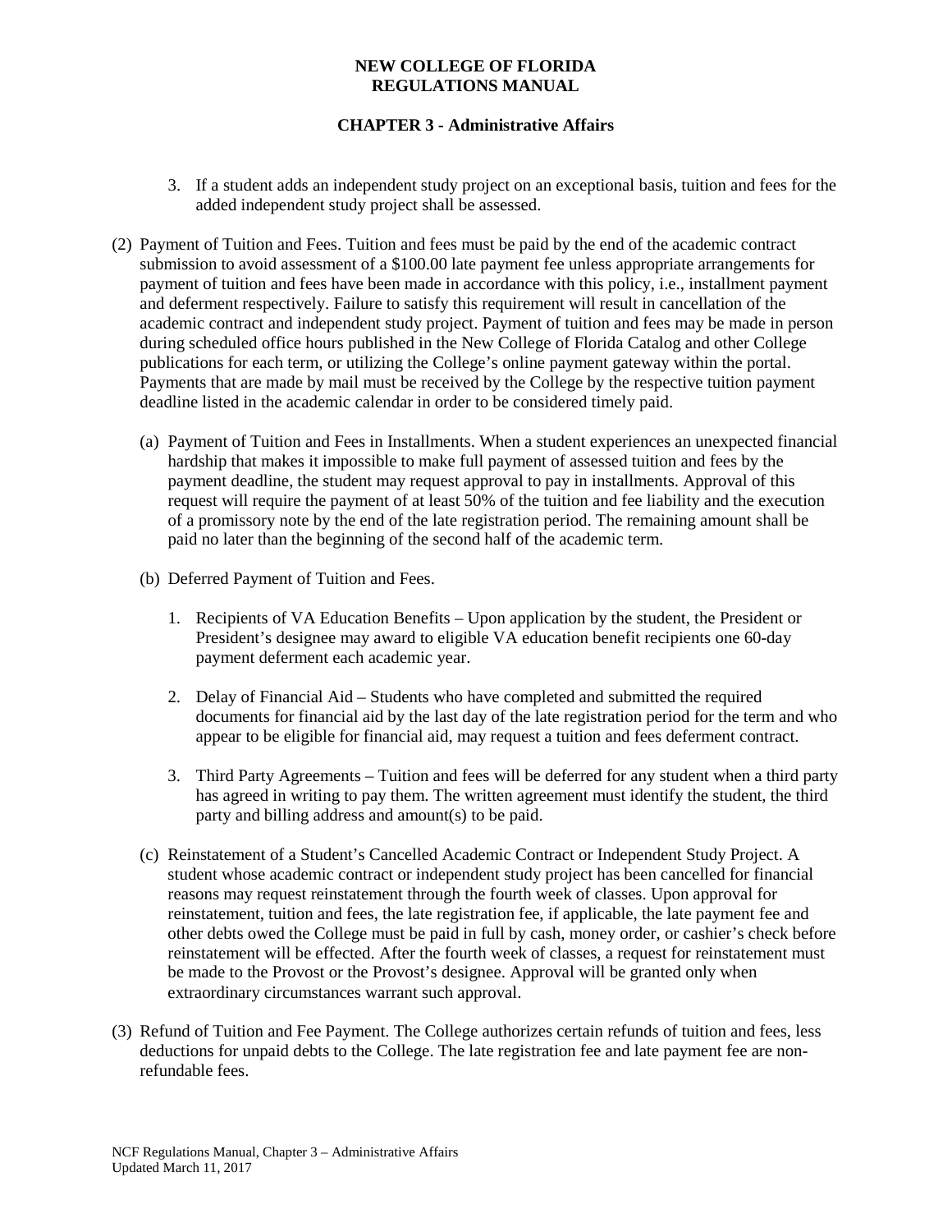3. If a student adds an independent study project on an exceptional basis, tuition and fees for the added independent study project shall be assessed.

(2) Payment of Tuition and Fees. Tuition and fees must be paid by the end of the academic contract submission to avoid assessment of a $100.00 late payment fee unless appropriate arrangements for payment of tuition and fees have been made in accordance with this policy, i.e., installment payment and deferment respectively. Failure to satisfy this requirement will result in cancellation of the academic contract and independent study project. Payment of tuition and fees may be made in person during scheduled office hours published in the New College of Florida Catalog and other College publications for each term, or utilizing the College's online payment gateway within the portal. Payments that are made by mail must be received by the College by the respective tuition payment deadline listed in the academic calendar in order to be considered timely paid.

(a) Payment of Tuition and Fees in Installments. When a student experiences an unexpected financial hardship that makes it impossible to make full payment of assessed tuition and fees by the payment deadline, the student may request approval to pay in installments. Approval of this request will require the payment of at least 50% of the tuition and fee liability and the execution of a promissory note by the end of the late registration period. The remaining amount shall be paid no later than the beginning of the second half of the academic term.

(b) Deferred Payment of Tuition and Fees.

1. Recipients of VA Education Benefits – Upon application by the student, the President or President's designee may award to eligible VA education benefit recipients one 60-day payment deferment each academic year.

2. Delay of Financial Aid – Students who have completed and submitted the required documents for financial aid by the last day of the late registration period for the term and who appear to be eligible for financial aid, may request a tuition and fees deferment contract.

3. Third Party Agreements – Tuition and fees will be deferred for any student when a third party has agreed in writing to pay them. The written agreement must identify the student, the third party and billing address and amount(s) to be paid.

(c) Reinstatement of a Student's Cancelled Academic Contract or Independent Study Project. A student whose academic contract or independent study project has been cancelled for financial reasons may request reinstatement through the fourth week of classes. Upon approval for reinstatement, tuition and fees, the late registration fee, if applicable, the late payment fee and other debts owed the College must be paid in full by cash, money order, or cashier's check before reinstatement will be effected. After the fourth week of classes, a request for reinstatement must be made to the Provost or the Provost's designee. Approval will be granted only when extraordinary circumstances warrant such approval.

(3) Refund of Tuition and Fee Payment. The College authorizes certain refunds of tuition and fees, less deductions for unpaid debts to the College. The late registration fee and late payment fee are non-refundable fees.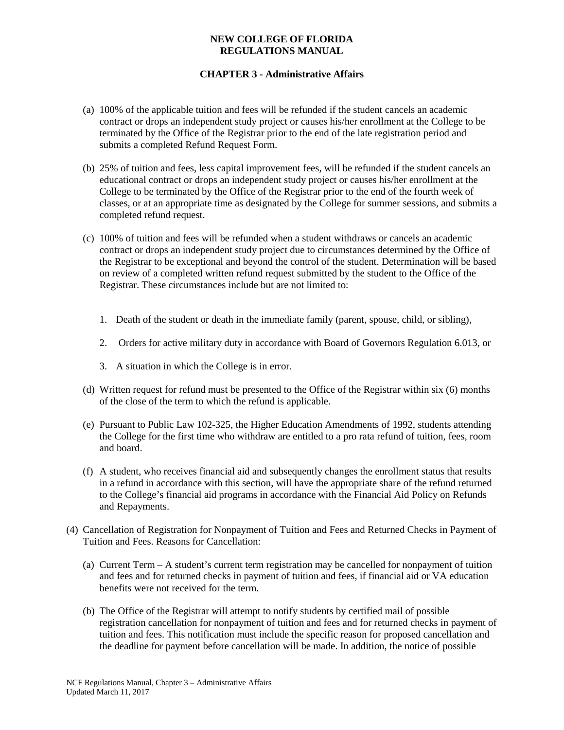(a) 100% of the applicable tuition and fees will be refunded if the student cancels an academic contract or drops an independent study project or causes his/her enrollment at the College to be terminated by the Office of the Registrar prior to the end of the late registration period and submits a completed Refund Request Form.

(b) 25% of tuition and fees, less capital improvement fees, will be refunded if the student cancels an educational contract or drops an independent study project or causes his/her enrollment at the College to be terminated by the Office of the Registrar prior to the end of the fourth week of classes, or at an appropriate time as designated by the College for summer sessions, and submits a completed refund request.

(c) 100% of tuition and fees will be refunded when a student withdraws or cancels an academic contract or drops an independent study project due to circumstances determined by the Office of the Registrar to be exceptional and beyond the control of the student. Determination will be based on review of a completed written refund request submitted by the student to the Office of the Registrar. These circumstances include but are not limited to:

1. Death of the student or death in the immediate family (parent, spouse, child, or sibling),
2. Orders for active military duty in accordance with Board of Governors Regulation 6.013, or
3. A situation in which the College is in error.

(d) Written request for refund must be presented to the Office of the Registrar within six (6) months of the close of the term to which the refund is applicable.

(e) Pursuant to Public Law 102-325, the Higher Education Amendments of 1992, students attending the College for the first time who withdraw are entitled to a pro rata refund of tuition, fees, room and board.

(f) A student, who receives financial aid and subsequently changes the enrollment status that results in a refund in accordance with this section, will have the appropriate share of the refund returned to the College's financial aid programs in accordance with the Financial Aid Policy on Refunds and Repayments.

(4) Cancellation of Registration for Nonpayment of Tuition and Fees and Returned Checks in Payment of Tuition and Fees. Reasons for Cancellation:

(a) Current Term – A student's current term registration may be cancelled for nonpayment of tuition and fees and for returned checks in payment of tuition and fees, if financial aid or VA education benefits were not received for the term.

(b) The Office of the Registrar will attempt to notify students by certified mail of possible registration cancellation for nonpayment of tuition and fees and for returned checks in payment of tuition and fees. This notification must include the specific reason for proposed cancellation and the deadline for payment before cancellation will be made. In addition, the notice of possible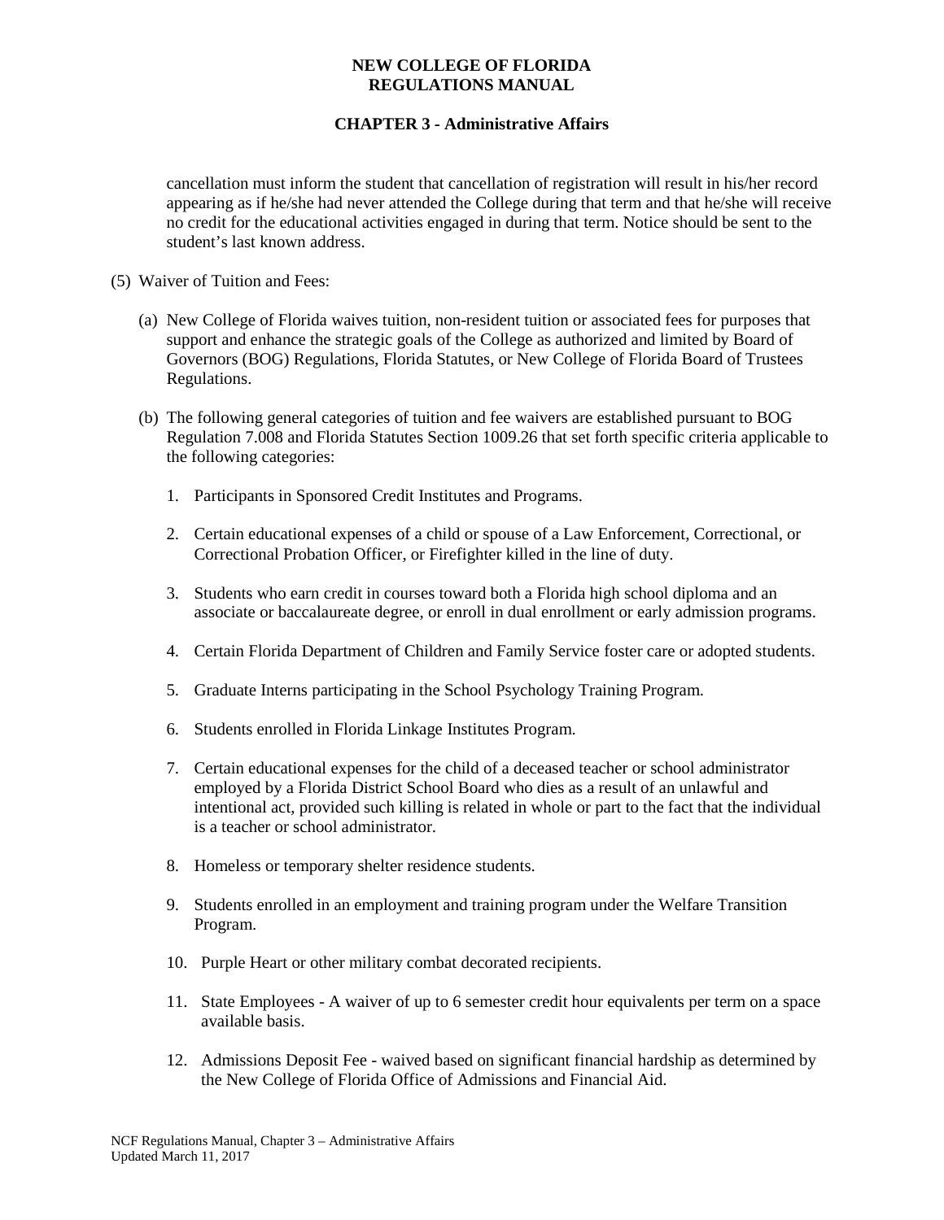cancellation must inform the student that cancellation of registration will result in his/her record appearing as if he/she had never attended the College during that term and that he/she will receive no credit for the educational activities engaged in during that term. Notice should be sent to the student's last known address.

(5) Waiver of Tuition and Fees:

(a) New College of Florida waives tuition, non-resident tuition or associated fees for purposes that support and enhance the strategic goals of the College as authorized and limited by Board of Governors (BOG) Regulations, Florida Statutes, or New College of Florida Board of Trustees Regulations.

(b) The following general categories of tuition and fee waivers are established pursuant to BOG Regulation 7.008 and Florida Statutes Section 1009.26 that set forth specific criteria applicable to the following categories:

1. Participants in Sponsored Credit Institutes and Programs.

2. Certain educational expenses of a child or spouse of a Law Enforcement, Correctional, or Correctional Probation Officer, or Firefighter killed in the line of duty.

3. Students who earn credit in courses toward both a Florida high school diploma and an associate or baccalaureate degree, or enroll in dual enrollment or early admission programs.

4. Certain Florida Department of Children and Family Service foster care or adopted students.

5. Graduate Interns participating in the School Psychology Training Program.

6. Students enrolled in Florida Linkage Institutes Program.

7. Certain educational expenses for the child of a deceased teacher or school administrator employed by a Florida District School Board who dies as a result of an unlawful and intentional act, provided such killing is related in whole or part to the fact that the individual is a teacher or school administrator.

8. Homeless or temporary shelter residence students.

9. Students enrolled in an employment and training program under the Welfare Transition Program.

10. Purple Heart or other military combat decorated recipients.

11. State Employees - A waiver of up to 6 semester credit hour equivalents per term on a space available basis.

12. Admissions Deposit Fee - waived based on significant financial hardship as determined by the New College of Florida Office of Admissions and Financial Aid.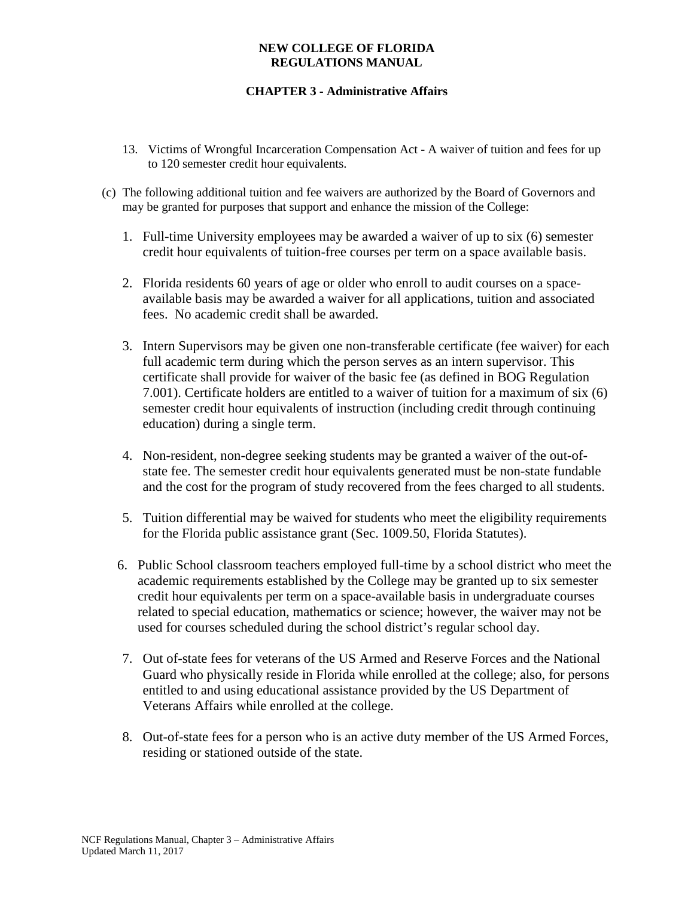13. Victims of Wrongful Incarceration Compensation Act - A waiver of tuition and fees for up to 120 semester credit hour equivalents.

(c) The following additional tuition and fee waivers are authorized by the Board of Governors and may be granted for purposes that support and enhance the mission of the College:

1. Full-time University employees may be awarded a waiver of up to six (6) semester credit hour equivalents of tuition-free courses per term on a space available basis.

2. Florida residents 60 years of age or older who enroll to audit courses on a space-available basis may be awarded a waiver for all applications, tuition and associated fees. No academic credit shall be awarded.

3. Intern Supervisors may be given one non-transferable certificate (fee waiver) for each full academic term during which the person serves as an intern supervisor. This certificate shall provide for waiver of the basic fee (as defined in BOG Regulation 7.001). Certificate holders are entitled to a waiver of tuition for a maximum of six (6) semester credit hour equivalents of instruction (including credit through continuing education) during a single term.

4. Non-resident, non-degree seeking students may be granted a waiver of the out-of-state fee. The semester credit hour equivalents generated must be non-state fundable and the cost for the program of study recovered from the fees charged to all students.

5. Tuition differential may be waived for students who meet the eligibility requirements for the Florida public assistance grant (Sec. 1009.50, Florida Statutes).

6. Public School classroom teachers employed full-time by a school district who meet the academic requirements established by the College may be granted up to six semester credit hour equivalents per term on a space-available basis in undergraduate courses related to special education, mathematics or science; however, the waiver may not be used for courses scheduled during the school district's regular school day.

7. Out of-state fees for veterans of the US Armed and Reserve Forces and the National Guard who physically reside in Florida while enrolled at the college; also, for persons entitled to and using educational assistance provided by the US Department of Veterans Affairs while enrolled at the college.

8. Out-of-state fees for a person who is an active duty member of the US Armed Forces, residing or stationed outside of the state.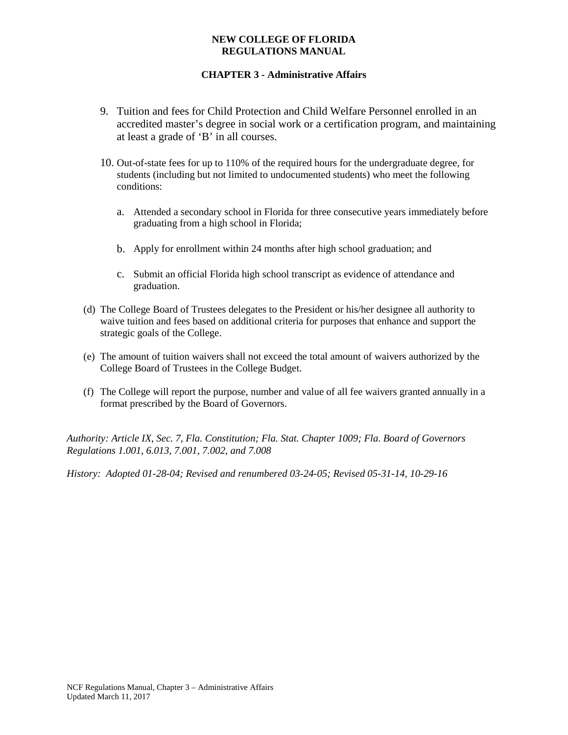9. Tuition and fees for Child Protection and Child Welfare Personnel enrolled in an accredited master's degree in social work or a certification program, and maintaining at least a grade of 'B' in all courses.

10. Out-of-state fees for up to 110% of the required hours for the undergraduate degree, for students (including but not limited to undocumented students) who meet the following conditions:

    a. Attended a secondary school in Florida for three consecutive years immediately before graduating from a high school in Florida;

    b. Apply for enrollment within 24 months after high school graduation; and

    c. Submit an official Florida high school transcript as evidence of attendance and graduation.

(d) The College Board of Trustees delegates to the President or his/her designee all authority to waive tuition and fees based on additional criteria for purposes that enhance and support the strategic goals of the College.

(e) The amount of tuition waivers shall not exceed the total amount of waivers authorized by the College Board of Trustees in the College Budget.

(f) The College will report the purpose, number and value of all fee waivers granted annually in a format prescribed by the Board of Governors.

*Authority: Article IX, Sec. 7, Fla. Constitution; Fla. Stat. Chapter 1009; Fla. Board of Governors Regulations 1.001, 6.013, 7.001, 7.002, and 7.008*

*History: Adopted 01-28-04; Revised and renumbered 03-24-05; Revised 05-31-14, 10-29-16*